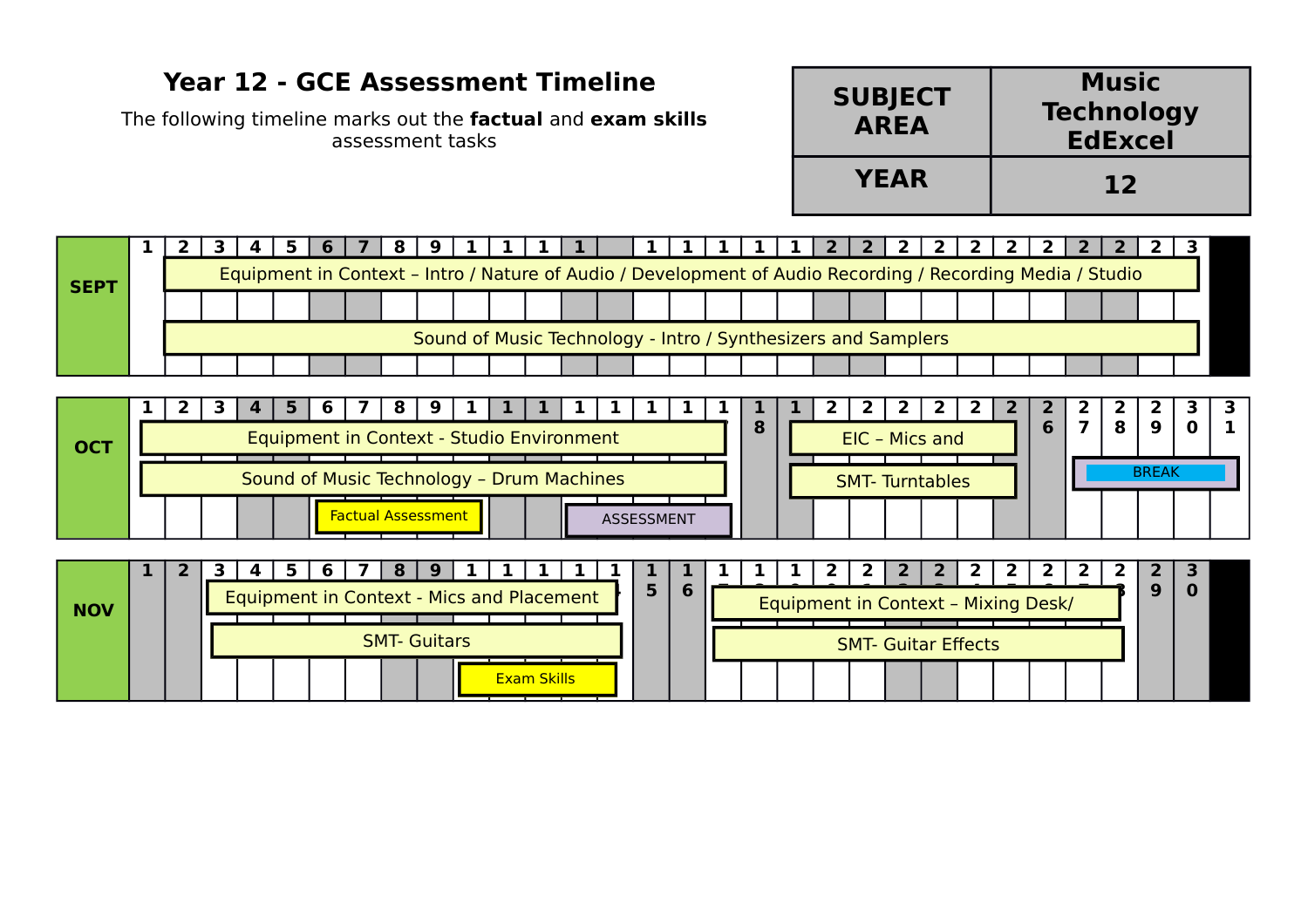# Year 12 - GCE Assessment Timeline

The following timeline marks out the **factual** and **exam skills** assessment tasks

| SUBJECT AREA | Music Technology EdExcel |
|---|---|
| YEAR | 12 |

## SEPT

- Equipment in Context – Intro / Nature of Audio / Development of Audio Recording / Recording Media / Studio (2–30)
- Sound of Music Technology - Intro / Synthesizers and Samplers (2–30)

## OCT

- Equipment in Context - Studio Environment (1–17)
- Sound of Music Technology – Drum Machines (1–17)
- Factual Assessment (6–9)
- ASSESSMENT (13–17)
- EIC – Mics and (19–25)
- SMT- Turntables (19–25)
- BREAK (27–31)

## NOV

- Equipment in Context - Mics and Placement (3–14)
- SMT- Guitars (3–14)
- Exam Skills (10–14)
- Equipment in Context – Mixing Desk/ (17–28)
- SMT- Guitar Effects (17–28)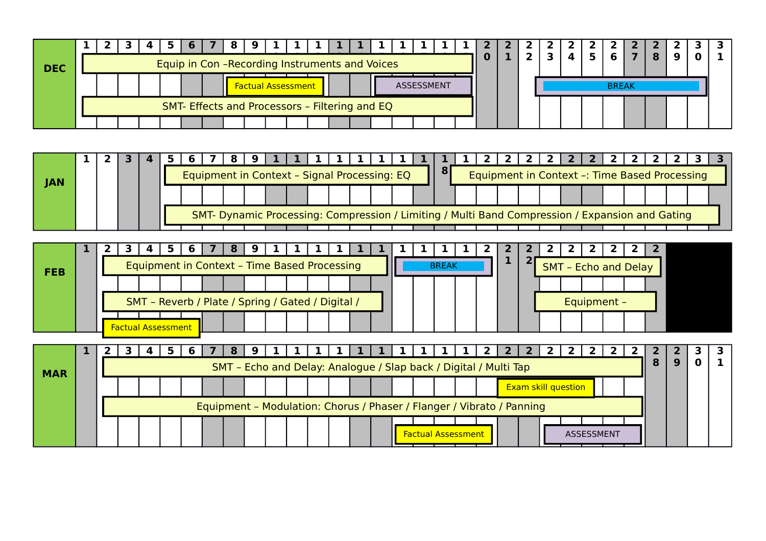## DEC

| Dates | Activity |
|---|---|
| 1–19 | Equip in Con –Recording Instruments and Voices |
| 8–12 | Factual Assessment |
| 15–19 | ASSESSMENT |
| 1–19 | SMT- Effects and Processors – Filtering and EQ |
| 23–30 | BREAK |

## JAN

| Dates | Activity |
|---|---|
| 5–16 | Equipment in Context – Signal Processing: EQ |
| 19–31 | Equipment in Context –: Time Based Processing |
| 5–30 | SMT- Dynamic Processing: Compression / Limiting / Multi Band Compression / Expansion and Gating |

## FEB

| Dates | Activity |
|---|---|
| 2–15 | Equipment in Context – Time Based Processing |
| 2–14 | SMT – Reverb / Plate / Spring / Gated / Digital / |
| 2–6 | Factual Assessment |
| 16–20 | BREAK |
| 23–27 | SMT – Echo and Delay |
| 23–27 | Equipment – |

## MAR

| Dates | Activity |
|---|---|
| 2–27 | SMT – Echo and Delay: Analogue / Slap back / Digital / Multi Tap |
| 21–26 | Exam skill question |
| 2–27 | Equipment – Modulation: Chorus / Phaser / Flanger / Vibrato / Panning |
| 16–20 | Factual Assessment |
| 23–27 | ASSESSMENT |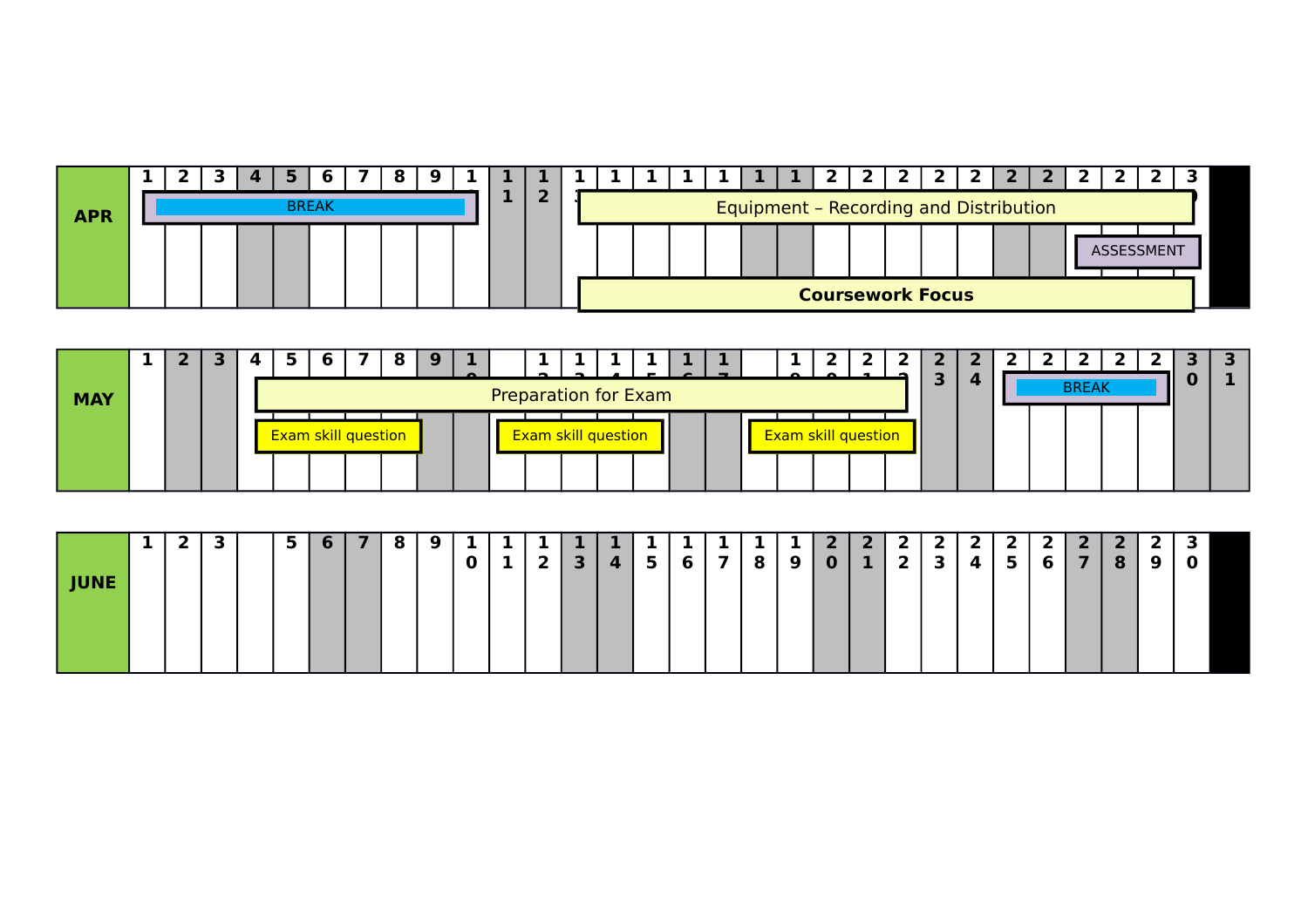| APR | 1 | 2 | 3 | 4 | 5 | 6 | 7 | 8 | 9 | 10 | 11 | 12 | 13 | 14 | 15 | 16 | 17 | 18 | 19 | 20 | 21 | 22 | 23 | 24 | 25 | 26 | 27 | 28 | 29 | 30 |
|---|---|---|---|---|---|---|---|---|---|---|---|---|---|---|---|---|---|---|---|---|---|---|---|---|---|---|---|---|---|---|

- BREAK (1–10 April)
- Equipment – Recording and Distribution (13–30 April)
- ASSESSMENT (27–29 April)
- **Coursework Focus** (13–30 April)

| MAY | 1 | 2 | 3 | 4 | 5 | 6 | 7 | 8 | 9 | 10 | 11 | 12 | 13 | 14 | 15 | 16 | 17 | 18 | 19 | 20 | 21 | 22 | 23 | 24 | 25 | 26 | 27 | 28 | 29 | 30 | 31 |
|---|---|---|---|---|---|---|---|---|---|---|---|---|---|---|---|---|---|---|---|---|---|---|---|---|---|---|---|---|---|---|---|

- Preparation for Exam (4–22 May)
- Exam skill question (4–8 May)
- Exam skill question (11–15 May)
- Exam skill question (18–22 May)
- BREAK (25–29 May)

| JUNE | 1 | 2 | 3 | | 5 | 6 | 7 | 8 | 9 | 10 | 11 | 12 | 13 | 14 | 15 | 16 | 17 | 18 | 19 | 20 | 21 | 22 | 23 | 24 | 25 | 26 | 27 | 28 | 29 | 30 |
|---|---|---|---|---|---|---|---|---|---|---|---|---|---|---|---|---|---|---|---|---|---|---|---|---|---|---|---|---|---|---|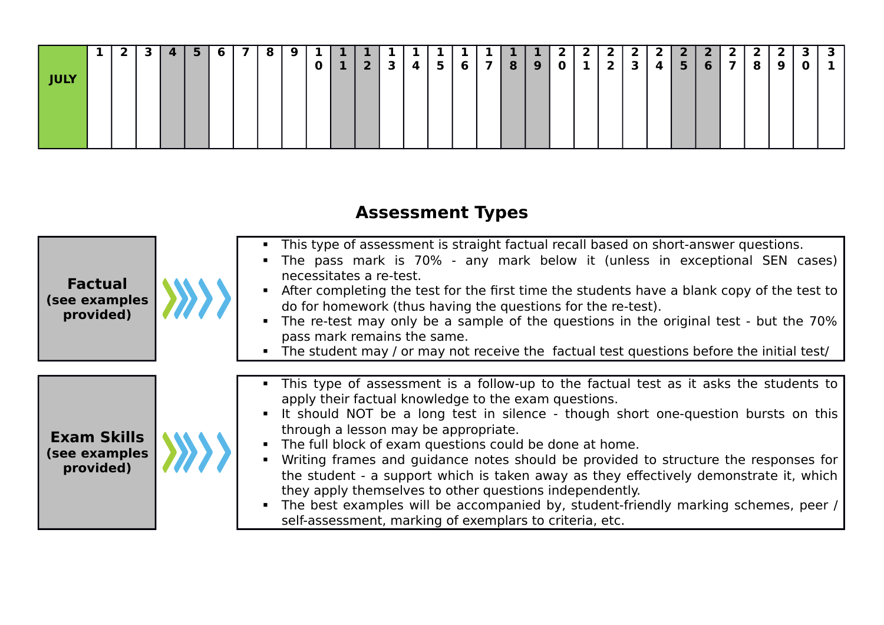| JULY | 1 | 2 | 3 | 4 | 5 | 6 | 7 | 8 | 9 | 10 | 11 | 12 | 13 | 14 | 15 | 16 | 17 | 18 | 19 | 20 | 21 | 22 | 23 | 24 | 25 | 26 | 27 | 28 | 29 | 30 | 31 |
|---|---|---|---|---|---|---|---|---|---|---|---|---|---|---|---|---|---|---|---|---|---|---|---|---|---|---|---|---|---|---|---|
| | | | | | | | | | | | | | | | | | | | | | | | | | | | | | | | |

## Assessment Types

**Factual (see examples provided)**

- This type of assessment is straight factual recall based on short-answer questions.
- The pass mark is 70% - any mark below it (unless in exceptional SEN cases) necessitates a re-test.
- After completing the test for the first time the students have a blank copy of the test to do for homework (thus having the questions for the re-test).
- The re-test may only be a sample of the questions in the original test - but the 70% pass mark remains the same.
- The student may / or may not receive the factual test questions before the initial test/

**Exam Skills (see examples provided)**

- This type of assessment is a follow-up to the factual test as it asks the students to apply their factual knowledge to the exam questions.
- It should NOT be a long test in silence - though short one-question bursts on this through a lesson may be appropriate.
- The full block of exam questions could be done at home.
- Writing frames and guidance notes should be provided to structure the responses for the student - a support which is taken away as they effectively demonstrate it, which they apply themselves to other questions independently.
- The best examples will be accompanied by, student-friendly marking schemes, peer / self-assessment, marking of exemplars to criteria, etc.